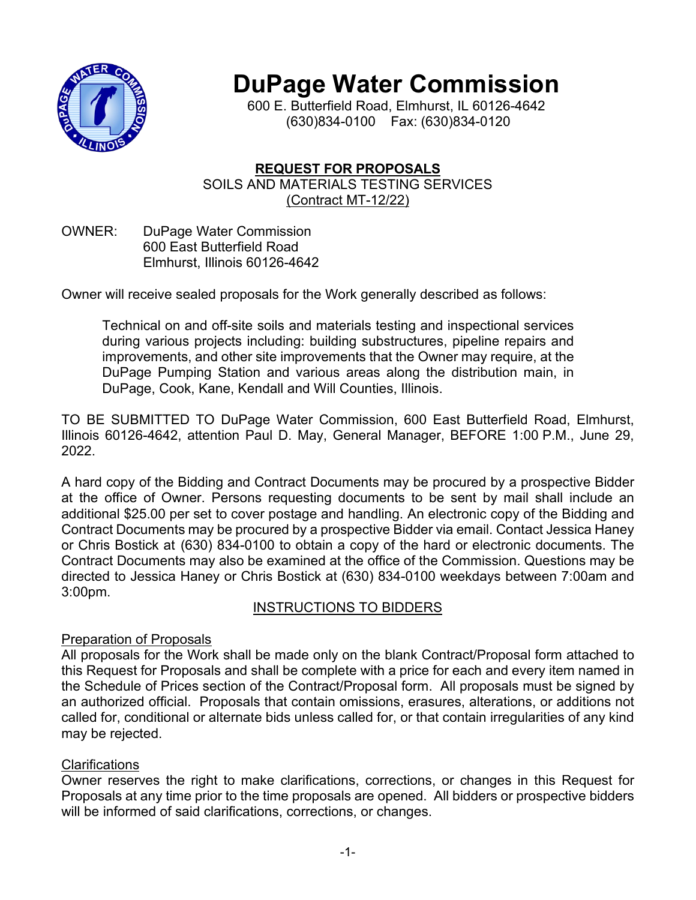# DuPage Water Commission

600 E. Butterfield Road, Elmhurst, IL 60126-4642
(630)834-0100 Fax: (630)834-0120

## REQUEST FOR PROPOSALS

SOILS AND MATERIALS TESTING SERVICES
(Contract MT-12/22)

OWNER: DuPage Water Commission
600 East Butterfield Road
Elmhurst, Illinois 60126-4642

Owner will receive sealed proposals for the Work generally described as follows:

> Technical on and off-site soils and materials testing and inspectional services during various projects including: building substructures, pipeline repairs and improvements, and other site improvements that the Owner may require, at the DuPage Pumping Station and various areas along the distribution main, in DuPage, Cook, Kane, Kendall and Will Counties, Illinois.

TO BE SUBMITTED TO DuPage Water Commission, 600 East Butterfield Road, Elmhurst, Illinois 60126-4642, attention Paul D. May, General Manager, BEFORE 1:00 P.M., June 29, 2022.

A hard copy of the Bidding and Contract Documents may be procured by a prospective Bidder at the office of Owner. Persons requesting documents to be sent by mail shall include an additional $25.00 per set to cover postage and handling. An electronic copy of the Bidding and Contract Documents may be procured by a prospective Bidder via email. Contact Jessica Haney or Chris Bostick at (630) 834-0100 to obtain a copy of the hard or electronic documents. The Contract Documents may also be examined at the office of the Commission. Questions may be directed to Jessica Haney or Chris Bostick at (630) 834-0100 weekdays between 7:00am and 3:00pm.

### INSTRUCTIONS TO BIDDERS

#### Preparation of Proposals

All proposals for the Work shall be made only on the blank Contract/Proposal form attached to this Request for Proposals and shall be complete with a price for each and every item named in the Schedule of Prices section of the Contract/Proposal form. All proposals must be signed by an authorized official. Proposals that contain omissions, erasures, alterations, or additions not called for, conditional or alternate bids unless called for, or that contain irregularities of any kind may be rejected.

#### Clarifications

Owner reserves the right to make clarifications, corrections, or changes in this Request for Proposals at any time prior to the time proposals are opened. All bidders or prospective bidders will be informed of said clarifications, corrections, or changes.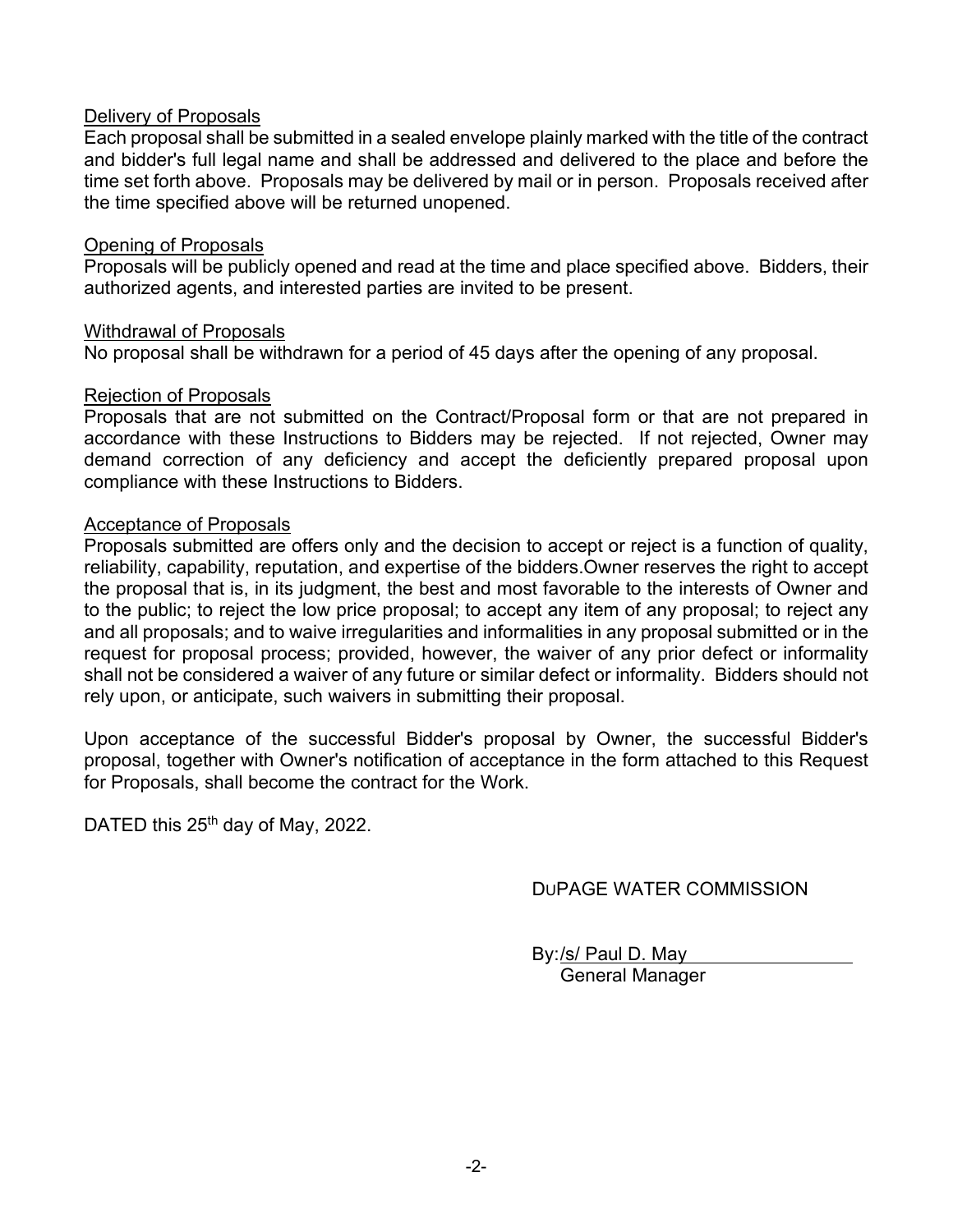<u>Delivery of Proposals</u>

Each proposal shall be submitted in a sealed envelope plainly marked with the title of the contract and bidder's full legal name and shall be addressed and delivered to the place and before the time set forth above. Proposals may be delivered by mail or in person. Proposals received after the time specified above will be returned unopened.

<u>Opening of Proposals</u>

Proposals will be publicly opened and read at the time and place specified above. Bidders, their authorized agents, and interested parties are invited to be present.

<u>Withdrawal of Proposals</u>

No proposal shall be withdrawn for a period of 45 days after the opening of any proposal.

<u>Rejection of Proposals</u>

Proposals that are not submitted on the Contract/Proposal form or that are not prepared in accordance with these Instructions to Bidders may be rejected. If not rejected, Owner may demand correction of any deficiency and accept the deficiently prepared proposal upon compliance with these Instructions to Bidders.

<u>Acceptance of Proposals</u>

Proposals submitted are offers only and the decision to accept or reject is a function of quality, reliability, capability, reputation, and expertise of the bidders.Owner reserves the right to accept the proposal that is, in its judgment, the best and most favorable to the interests of Owner and to the public; to reject the low price proposal; to accept any item of any proposal; to reject any and all proposals; and to waive irregularities and informalities in any proposal submitted or in the request for proposal process; provided, however, the waiver of any prior defect or informality shall not be considered a waiver of any future or similar defect or informality. Bidders should not rely upon, or anticipate, such waivers in submitting their proposal.

Upon acceptance of the successful Bidder's proposal by Owner, the successful Bidder's proposal, together with Owner's notification of acceptance in the form attached to this Request for Proposals, shall become the contract for the Work.

DATED this 25th day of May, 2022.

DUPAGE WATER COMMISSION

By: /s/ Paul D. May
General Manager